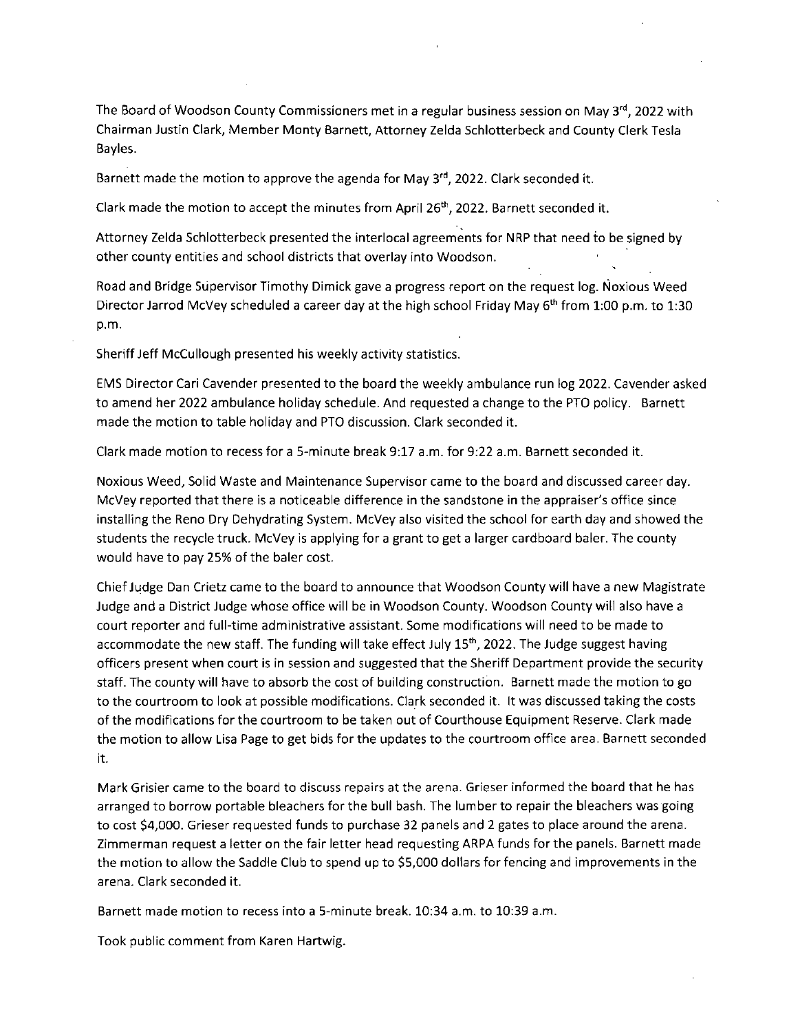The Board of Woodson County Commissioners met in a regular business session on May 3rd, 2022 with Chairman Justin Clark, Member Monty Barnett, Attorney Zelda Schlotterbeck and County Clerk Tesla Bayles.

Barnett made the motion to approve the agenda for May 3rd, 2022. Clark seconded it.

Clark made the motion to accept the minutes from April 26th, 2022. Barnett seconded it.

Attorney Zelda Schlotterbeck presented the interlocal agreements for NRP that need to be signed by other county entities and school districts that overlay into Woodson.

Road and Bridge Supervisor Timothy Dimick gave a progress report on the request log. Noxious Weed Director Jarrod McVey scheduled a career day at the high school Friday May 6th from 1:00 p.m. to 1:30 p.m.

Sheriff Jeff McCullough presented his weekly activity statistics.

EMS Director Cari Cavender presented to the board the weekly ambulance run log 2022. Cavender asked to amend her 2022 ambulance holiday schedule. And requested a change to the PTO policy. Barnett made the motion to table holiday and PTO discussion. Clark seconded it.

Clark made motion to recess for a 5-minute break 9:17 a.m. for 9:22 a.m. Barnett seconded it.

Noxious Weed, Solid Waste and Maintenance Supervisor came to the board and discussed career day. McVey reported that there is a noticeable difference in the sandstone in the appraiser's office since installing the Reno Dry Dehydrating System. McVey also visited the school for earth day and showed the students the recycle truck. McVey is applying for a grant to get a larger cardboard baler. The county would have to pay 25% of the baler cost.

Chief Judge Dan Crietz came to the board to announce that Woodson County will have a new Magistrate Judge and a District Judge whose office will be in Woodson County. Woodson County will also have a court reporter and full-time administrative assistant. Some modifications will need to be made to accommodate the new staff. The funding will take effect July 15th, 2022. The Judge suggest having officers present when court is in session and suggested that the Sheriff Department provide the security staff. The county will have to absorb the cost of building construction. Barnett made the motion to go to the courtroom to look at possible modifications. Clark seconded it. It was discussed taking the costs of the modifications for the courtroom to be taken out of Courthouse Equipment Reserve. Clark made the motion to allow Lisa Page to get bids for the updates to the courtroom office area. Barnett seconded it.

Mark Grisier came to the board to discuss repairs at the arena. Grieser informed the board that he has arranged to borrow portable bleachers for the bull bash. The lumber to repair the bleachers was going to cost $4,000. Grieser requested funds to purchase 32 panels and 2 gates to place around the arena. Zimmerman request a letter on the fair letter head requesting ARPA funds for the panels. Barnett made the motion to allow the Saddle Club to spend up to $5,000 dollars for fencing and improvements in the arena. Clark seconded it.

Barnett made motion to recess into a 5-minute break. 10:34 a.m. to 10:39 a.m.

Took public comment from Karen Hartwig.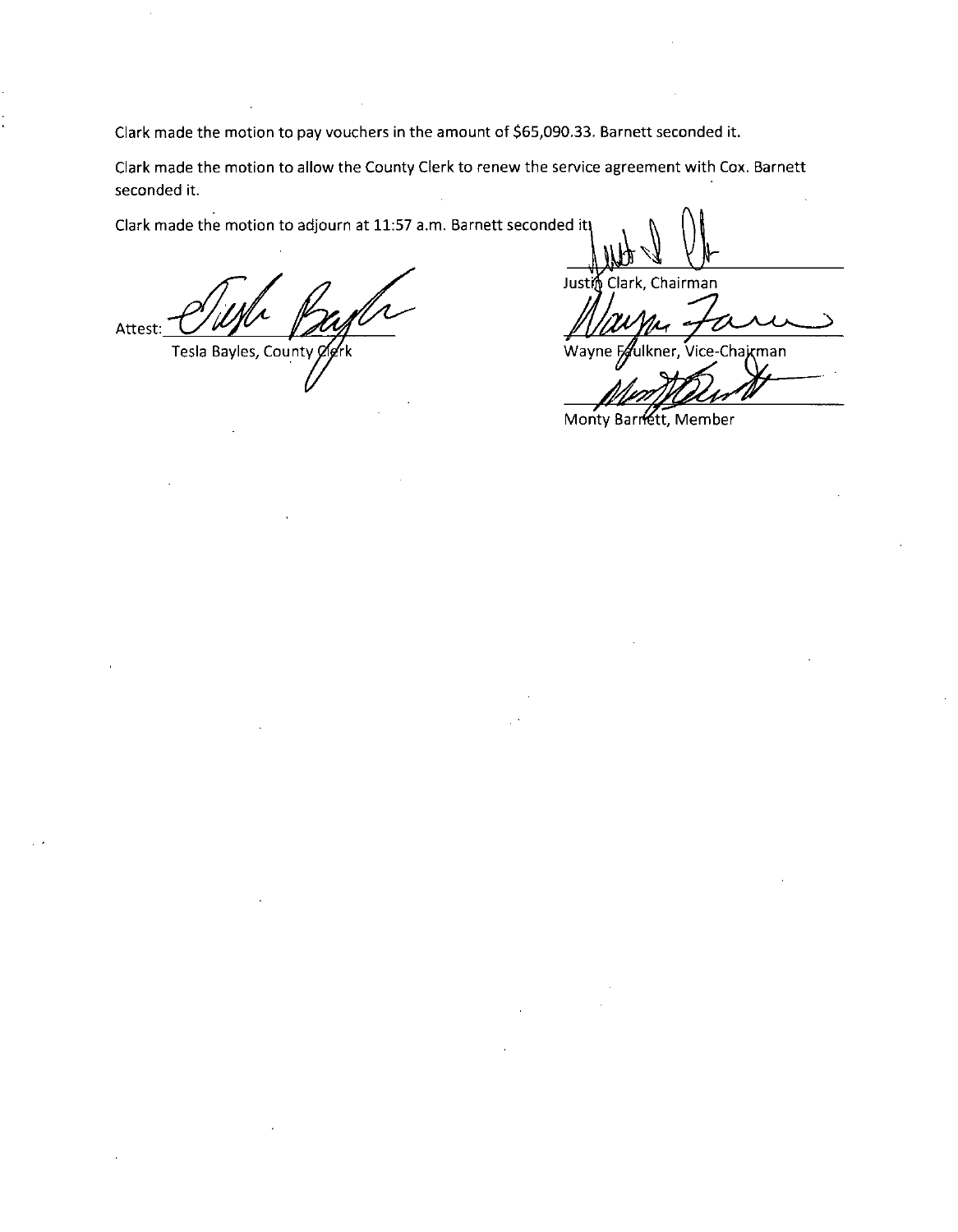Clark made the motion to pay vouchers in the amount of $65,090.33. Barnett seconded it.

Clark made the motion to allow the County Clerk to renew the service agreement with Cox. Barnett seconded it.

Clark made the motion to adjourn at 11:57 a.m. Barnett seconded it.

Justin Clark, Chairman

Wayne Faulkner, Vice-Chairman

Monty Barnett, Member

Attest:

Tesla Bayles, County Clerk